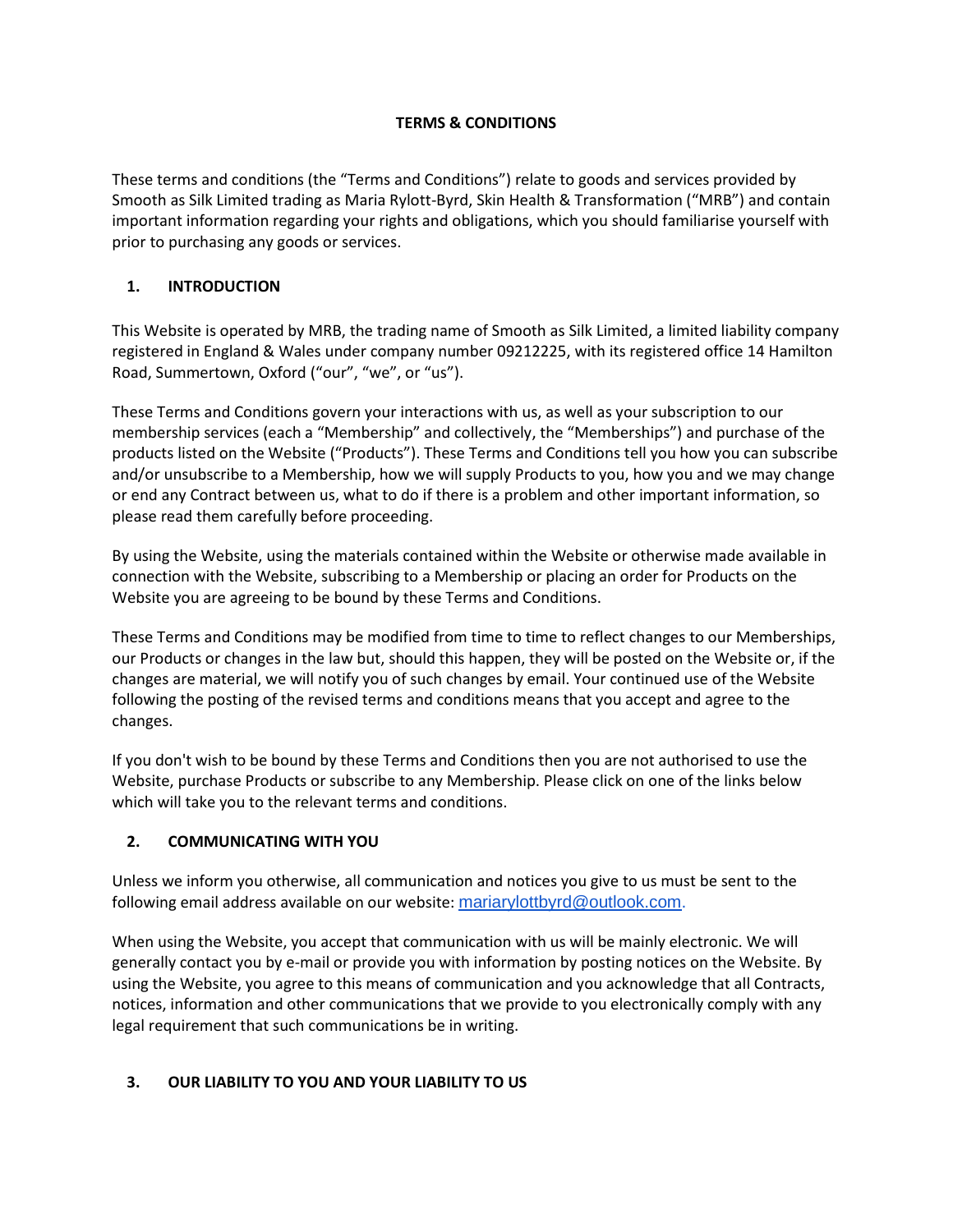# TERMS & CONDITIONS

These terms and conditions (the "Terms and Conditions") relate to goods and services provided by Smooth as Silk Limited trading as Maria Rylott-Byrd, Skin Health & Transformation ("MRB") and contain important information regarding your rights and obligations, which you should familiarise yourself with prior to purchasing any goods or services.

## 1. INTRODUCTION

This Website is operated by MRB, the trading name of Smooth as Silk Limited, a limited liability company registered in England & Wales under company number 09212225, with its registered office 14 Hamilton Road, Summertown, Oxford ("our", "we", or "us").

These Terms and Conditions govern your interactions with us, as well as your subscription to our membership services (each a "Membership" and collectively, the "Memberships") and purchase of the products listed on the Website ("Products"). These Terms and Conditions tell you how you can subscribe and/or unsubscribe to a Membership, how we will supply Products to you, how you and we may change or end any Contract between us, what to do if there is a problem and other important information, so please read them carefully before proceeding.

By using the Website, using the materials contained within the Website or otherwise made available in connection with the Website, subscribing to a Membership or placing an order for Products on the Website you are agreeing to be bound by these Terms and Conditions.

These Terms and Conditions may be modified from time to time to reflect changes to our Memberships, our Products or changes in the law but, should this happen, they will be posted on the Website or, if the changes are material, we will notify you of such changes by email. Your continued use of the Website following the posting of the revised terms and conditions means that you accept and agree to the changes.

If you don't wish to be bound by these Terms and Conditions then you are not authorised to use the Website, purchase Products or subscribe to any Membership. Please click on one of the links below which will take you to the relevant terms and conditions.

## 2. COMMUNICATING WITH YOU

Unless we inform you otherwise, all communication and notices you give to us must be sent to the following email address available on our website: mariarylottbyrd@outlook.com.

When using the Website, you accept that communication with us will be mainly electronic. We will generally contact you by e-mail or provide you with information by posting notices on the Website. By using the Website, you agree to this means of communication and you acknowledge that all Contracts, notices, information and other communications that we provide to you electronically comply with any legal requirement that such communications be in writing.

## 3. OUR LIABILITY TO YOU AND YOUR LIABILITY TO US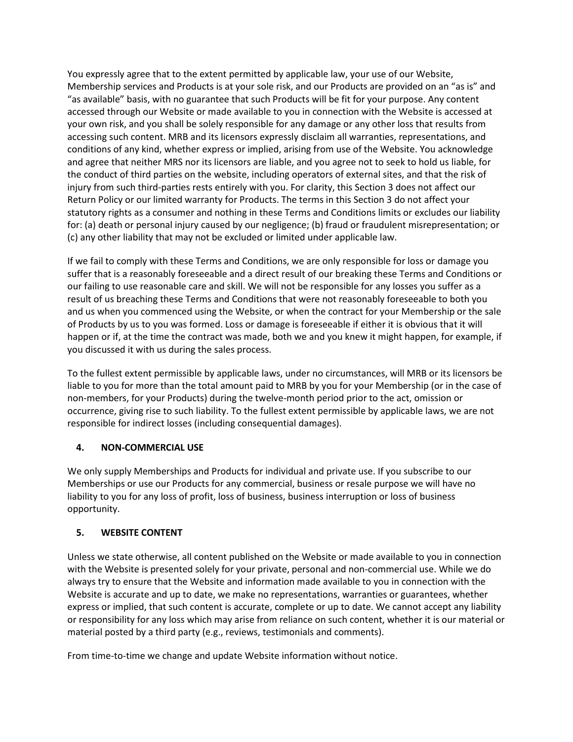You expressly agree that to the extent permitted by applicable law, your use of our Website, Membership services and Products is at your sole risk, and our Products are provided on an "as is" and "as available" basis, with no guarantee that such Products will be fit for your purpose. Any content accessed through our Website or made available to you in connection with the Website is accessed at your own risk, and you shall be solely responsible for any damage or any other loss that results from accessing such content. MRB and its licensors expressly disclaim all warranties, representations, and conditions of any kind, whether express or implied, arising from use of the Website. You acknowledge and agree that neither MRS nor its licensors are liable, and you agree not to seek to hold us liable, for the conduct of third parties on the website, including operators of external sites, and that the risk of injury from such third-parties rests entirely with you. For clarity, this Section 3 does not affect our Return Policy or our limited warranty for Products. The terms in this Section 3 do not affect your statutory rights as a consumer and nothing in these Terms and Conditions limits or excludes our liability for: (a) death or personal injury caused by our negligence; (b) fraud or fraudulent misrepresentation; or (c) any other liability that may not be excluded or limited under applicable law.

If we fail to comply with these Terms and Conditions, we are only responsible for loss or damage you suffer that is a reasonably foreseeable and a direct result of our breaking these Terms and Conditions or our failing to use reasonable care and skill. We will not be responsible for any losses you suffer as a result of us breaching these Terms and Conditions that were not reasonably foreseeable to both you and us when you commenced using the Website, or when the contract for your Membership or the sale of Products by us to you was formed. Loss or damage is foreseeable if either it is obvious that it will happen or if, at the time the contract was made, both we and you knew it might happen, for example, if you discussed it with us during the sales process.

To the fullest extent permissible by applicable laws, under no circumstances, will MRB or its licensors be liable to you for more than the total amount paid to MRB by you for your Membership (or in the case of non-members, for your Products) during the twelve-month period prior to the act, omission or occurrence, giving rise to such liability. To the fullest extent permissible by applicable laws, we are not responsible for indirect losses (including consequential damages).

## 4. NON-COMMERCIAL USE

We only supply Memberships and Products for individual and private use. If you subscribe to our Memberships or use our Products for any commercial, business or resale purpose we will have no liability to you for any loss of profit, loss of business, business interruption or loss of business opportunity.

## 5. WEBSITE CONTENT

Unless we state otherwise, all content published on the Website or made available to you in connection with the Website is presented solely for your private, personal and non-commercial use. While we do always try to ensure that the Website and information made available to you in connection with the Website is accurate and up to date, we make no representations, warranties or guarantees, whether express or implied, that such content is accurate, complete or up to date. We cannot accept any liability or responsibility for any loss which may arise from reliance on such content, whether it is our material or material posted by a third party (e.g., reviews, testimonials and comments).

From time-to-time we change and update Website information without notice.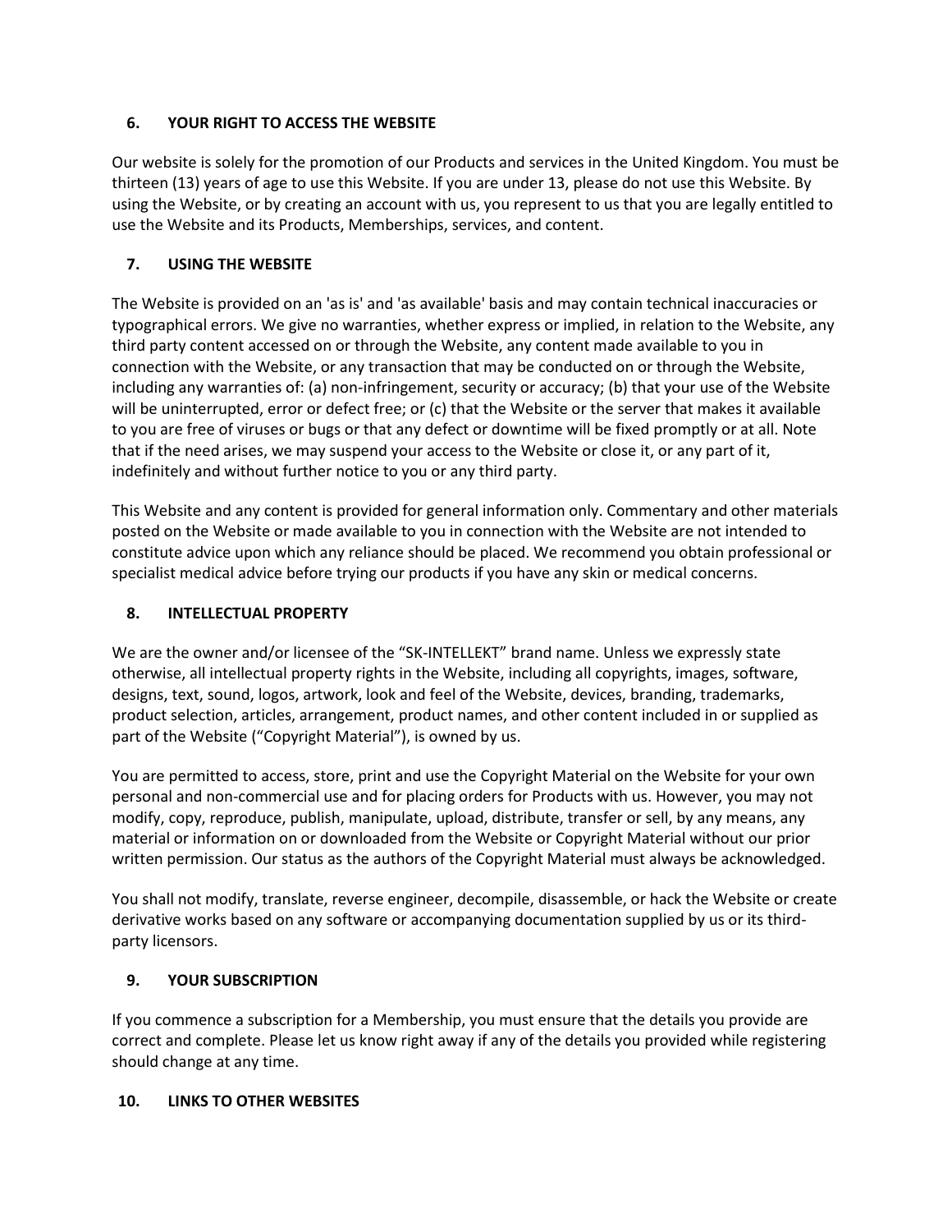## 6. YOUR RIGHT TO ACCESS THE WEBSITE

Our website is solely for the promotion of our Products and services in the United Kingdom. You must be thirteen (13) years of age to use this Website. If you are under 13, please do not use this Website. By using the Website, or by creating an account with us, you represent to us that you are legally entitled to use the Website and its Products, Memberships, services, and content.

## 7. USING THE WEBSITE

The Website is provided on an 'as is' and 'as available' basis and may contain technical inaccuracies or typographical errors. We give no warranties, whether express or implied, in relation to the Website, any third party content accessed on or through the Website, any content made available to you in connection with the Website, or any transaction that may be conducted on or through the Website, including any warranties of: (a) non-infringement, security or accuracy; (b) that your use of the Website will be uninterrupted, error or defect free; or (c) that the Website or the server that makes it available to you are free of viruses or bugs or that any defect or downtime will be fixed promptly or at all. Note that if the need arises, we may suspend your access to the Website or close it, or any part of it, indefinitely and without further notice to you or any third party.

This Website and any content is provided for general information only. Commentary and other materials posted on the Website or made available to you in connection with the Website are not intended to constitute advice upon which any reliance should be placed. We recommend you obtain professional or specialist medical advice before trying our products if you have any skin or medical concerns.

## 8. INTELLECTUAL PROPERTY

We are the owner and/or licensee of the “SK-INTELLEKT” brand name. Unless we expressly state otherwise, all intellectual property rights in the Website, including all copyrights, images, software, designs, text, sound, logos, artwork, look and feel of the Website, devices, branding, trademarks, product selection, articles, arrangement, product names, and other content included in or supplied as part of the Website (“Copyright Material”), is owned by us.

You are permitted to access, store, print and use the Copyright Material on the Website for your own personal and non-commercial use and for placing orders for Products with us. However, you may not modify, copy, reproduce, publish, manipulate, upload, distribute, transfer or sell, by any means, any material or information on or downloaded from the Website or Copyright Material without our prior written permission. Our status as the authors of the Copyright Material must always be acknowledged.

You shall not modify, translate, reverse engineer, decompile, disassemble, or hack the Website or create derivative works based on any software or accompanying documentation supplied by us or its third-party licensors.

## 9. YOUR SUBSCRIPTION

If you commence a subscription for a Membership, you must ensure that the details you provide are correct and complete. Please let us know right away if any of the details you provided while registering should change at any time.

## 10. LINKS TO OTHER WEBSITES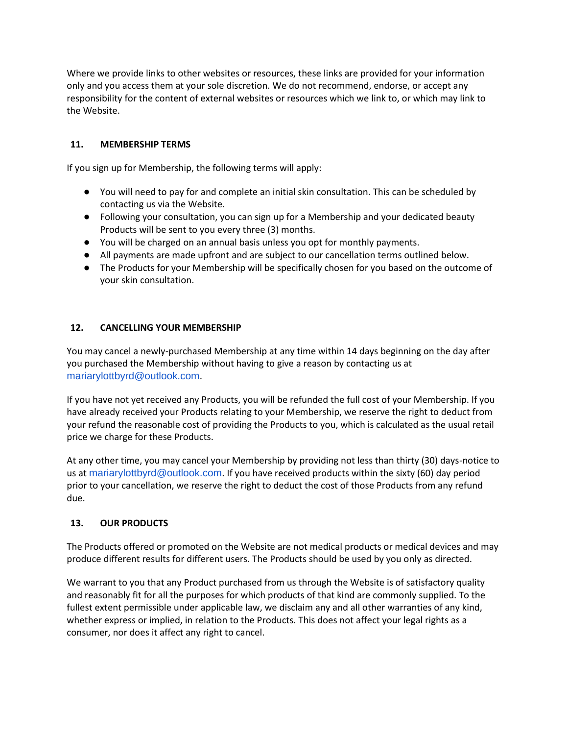Where we provide links to other websites or resources, these links are provided for your information only and you access them at your sole discretion. We do not recommend, endorse, or accept any responsibility for the content of external websites or resources which we link to, or which may link to the Website.

## 11. MEMBERSHIP TERMS

If you sign up for Membership, the following terms will apply:

- You will need to pay for and complete an initial skin consultation. This can be scheduled by contacting us via the Website.
- Following your consultation, you can sign up for a Membership and your dedicated beauty Products will be sent to you every three (3) months.
- You will be charged on an annual basis unless you opt for monthly payments.
- All payments are made upfront and are subject to our cancellation terms outlined below.
- The Products for your Membership will be specifically chosen for you based on the outcome of your skin consultation.

## 12. CANCELLING YOUR MEMBERSHIP

You may cancel a newly-purchased Membership at any time within 14 days beginning on the day after you purchased the Membership without having to give a reason by contacting us at mariarylottbyrd@outlook.com.

If you have not yet received any Products, you will be refunded the full cost of your Membership. If you have already received your Products relating to your Membership, we reserve the right to deduct from your refund the reasonable cost of providing the Products to you, which is calculated as the usual retail price we charge for these Products.

At any other time, you may cancel your Membership by providing not less than thirty (30) days-notice to us at mariarylottbyrd@outlook.com. If you have received products within the sixty (60) day period prior to your cancellation, we reserve the right to deduct the cost of those Products from any refund due.

## 13. OUR PRODUCTS

The Products offered or promoted on the Website are not medical products or medical devices and may produce different results for different users. The Products should be used by you only as directed.

We warrant to you that any Product purchased from us through the Website is of satisfactory quality and reasonably fit for all the purposes for which products of that kind are commonly supplied. To the fullest extent permissible under applicable law, we disclaim any and all other warranties of any kind, whether express or implied, in relation to the Products. This does not affect your legal rights as a consumer, nor does it affect any right to cancel.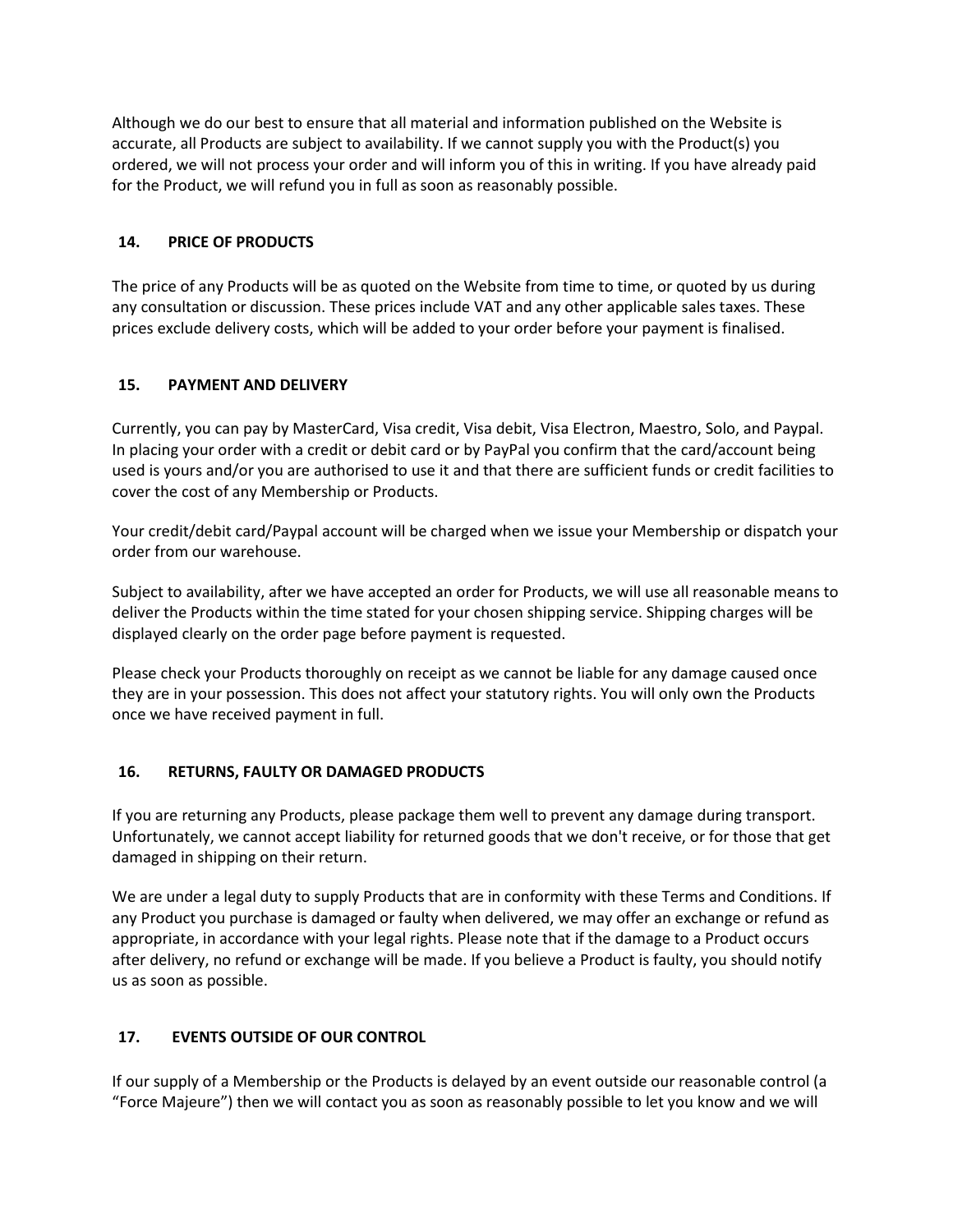Although we do our best to ensure that all material and information published on the Website is accurate, all Products are subject to availability. If we cannot supply you with the Product(s) you ordered, we will not process your order and will inform you of this in writing. If you have already paid for the Product, we will refund you in full as soon as reasonably possible.

## 14. PRICE OF PRODUCTS

The price of any Products will be as quoted on the Website from time to time, or quoted by us during any consultation or discussion. These prices include VAT and any other applicable sales taxes. These prices exclude delivery costs, which will be added to your order before your payment is finalised.

## 15. PAYMENT AND DELIVERY

Currently, you can pay by MasterCard, Visa credit, Visa debit, Visa Electron, Maestro, Solo, and Paypal. In placing your order with a credit or debit card or by PayPal you confirm that the card/account being used is yours and/or you are authorised to use it and that there are sufficient funds or credit facilities to cover the cost of any Membership or Products.

Your credit/debit card/Paypal account will be charged when we issue your Membership or dispatch your order from our warehouse.

Subject to availability, after we have accepted an order for Products, we will use all reasonable means to deliver the Products within the time stated for your chosen shipping service. Shipping charges will be displayed clearly on the order page before payment is requested.

Please check your Products thoroughly on receipt as we cannot be liable for any damage caused once they are in your possession. This does not affect your statutory rights. You will only own the Products once we have received payment in full.

## 16. RETURNS, FAULTY OR DAMAGED PRODUCTS

If you are returning any Products, please package them well to prevent any damage during transport. Unfortunately, we cannot accept liability for returned goods that we don't receive, or for those that get damaged in shipping on their return.

We are under a legal duty to supply Products that are in conformity with these Terms and Conditions. If any Product you purchase is damaged or faulty when delivered, we may offer an exchange or refund as appropriate, in accordance with your legal rights. Please note that if the damage to a Product occurs after delivery, no refund or exchange will be made. If you believe a Product is faulty, you should notify us as soon as possible.

## 17. EVENTS OUTSIDE OF OUR CONTROL

If our supply of a Membership or the Products is delayed by an event outside our reasonable control (a "Force Majeure") then we will contact you as soon as reasonably possible to let you know and we will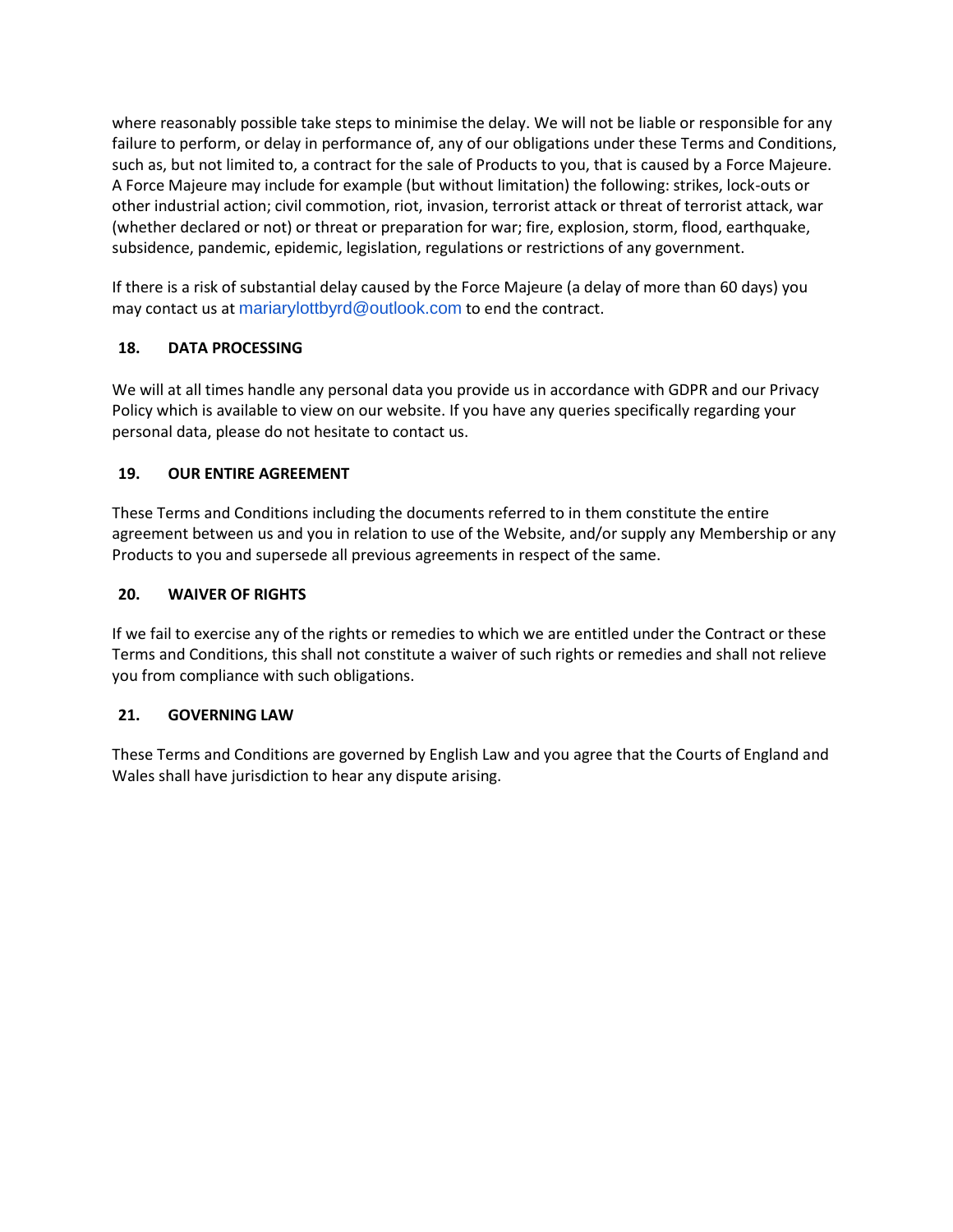where reasonably possible take steps to minimise the delay. We will not be liable or responsible for any failure to perform, or delay in performance of, any of our obligations under these Terms and Conditions, such as, but not limited to, a contract for the sale of Products to you, that is caused by a Force Majeure. A Force Majeure may include for example (but without limitation) the following: strikes, lock-outs or other industrial action; civil commotion, riot, invasion, terrorist attack or threat of terrorist attack, war (whether declared or not) or threat or preparation for war; fire, explosion, storm, flood, earthquake, subsidence, pandemic, epidemic, legislation, regulations or restrictions of any government.

If there is a risk of substantial delay caused by the Force Majeure (a delay of more than 60 days) you may contact us at mariarylottbyrd@outlook.com to end the contract.

## 18. DATA PROCESSING

We will at all times handle any personal data you provide us in accordance with GDPR and our Privacy Policy which is available to view on our website. If you have any queries specifically regarding your personal data, please do not hesitate to contact us.

## 19. OUR ENTIRE AGREEMENT

These Terms and Conditions including the documents referred to in them constitute the entire agreement between us and you in relation to use of the Website, and/or supply any Membership or any Products to you and supersede all previous agreements in respect of the same.

## 20. WAIVER OF RIGHTS

If we fail to exercise any of the rights or remedies to which we are entitled under the Contract or these Terms and Conditions, this shall not constitute a waiver of such rights or remedies and shall not relieve you from compliance with such obligations.

## 21. GOVERNING LAW

These Terms and Conditions are governed by English Law and you agree that the Courts of England and Wales shall have jurisdiction to hear any dispute arising.